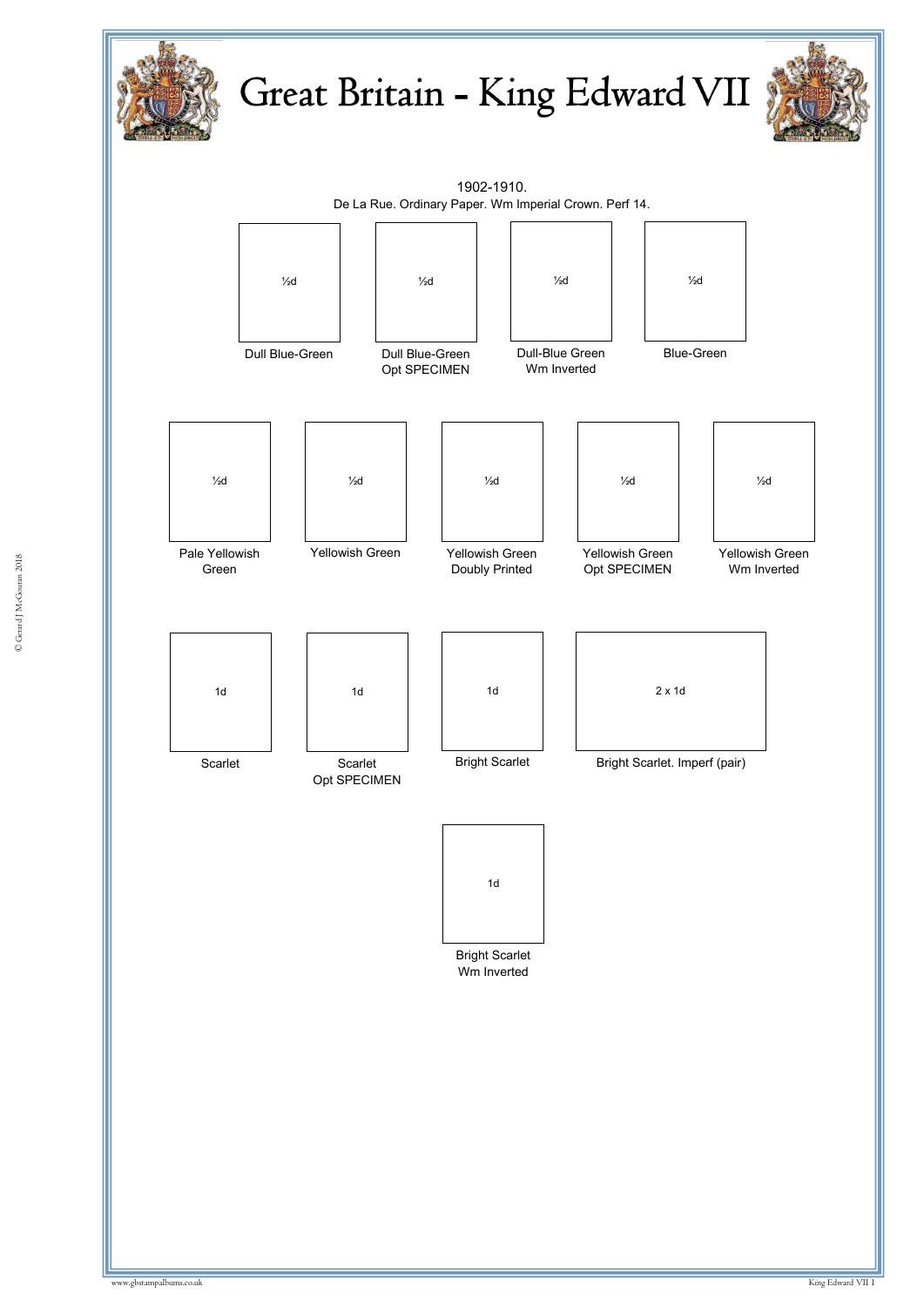# Great Britain - King Edward VII

1902-1910.
De La Rue. Ordinary Paper. Wm Imperial Crown. Perf 14.

| ½d | ½d | ½d | ½d |
|---|---|---|---|
| Dull Blue-Green | Dull Blue-Green Opt SPECIMEN | Dull-Blue Green Wm Inverted | Blue-Green |

| ½d | ½d | ½d | ½d | ½d |
|---|---|---|---|---|
| Pale Yellowish Green | Yellowish Green | Yellowish Green Doubly Printed | Yellowish Green Opt SPECIMEN | Yellowish Green Wm Inverted |

| 1d | 1d | 1d | 2 x 1d |
|---|---|---|---|
| Scarlet | Scarlet Opt SPECIMEN | Bright Scarlet | Bright Scarlet. Imperf (pair) |

| 1d |
|---|
| Bright Scarlet Wm Inverted |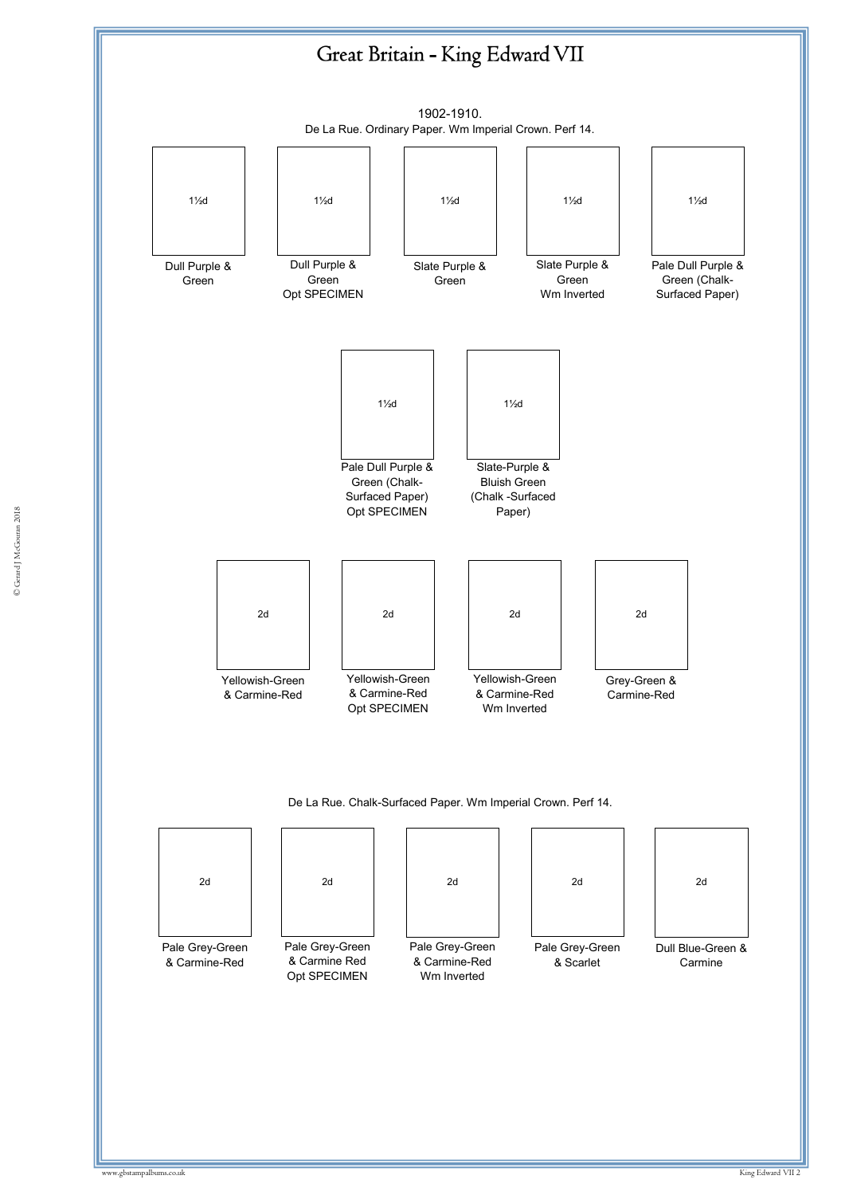# Great Britain - King Edward VII

1902-1910.

De La Rue. Ordinary Paper. Wm Imperial Crown. Perf 14.

| 1½d | 1½d | 1½d | 1½d | 1½d |
|---|---|---|---|---|
| Dull Purple & Green | Dull Purple & Green Opt SPECIMEN | Slate Purple & Green | Slate Purple & Green Wm Inverted | Pale Dull Purple & Green (Chalk-Surfaced Paper) |

| 1½d | 1½d |
|---|---|
| Pale Dull Purple & Green (Chalk-Surfaced Paper) Opt SPECIMEN | Slate-Purple & Bluish Green (Chalk -Surfaced Paper) |

| 2d | 2d | 2d | 2d |
|---|---|---|---|
| Yellowish-Green & Carmine-Red | Yellowish-Green & Carmine-Red Opt SPECIMEN | Yellowish-Green & Carmine-Red Wm Inverted | Grey-Green & Carmine-Red |

De La Rue. Chalk-Surfaced Paper. Wm Imperial Crown. Perf 14.

| 2d | 2d | 2d | 2d | 2d |
|---|---|---|---|---|
| Pale Grey-Green & Carmine-Red | Pale Grey-Green & Carmine Red Opt SPECIMEN | Pale Grey-Green & Carmine-Red Wm Inverted | Pale Grey-Green & Scarlet | Dull Blue-Green & Carmine |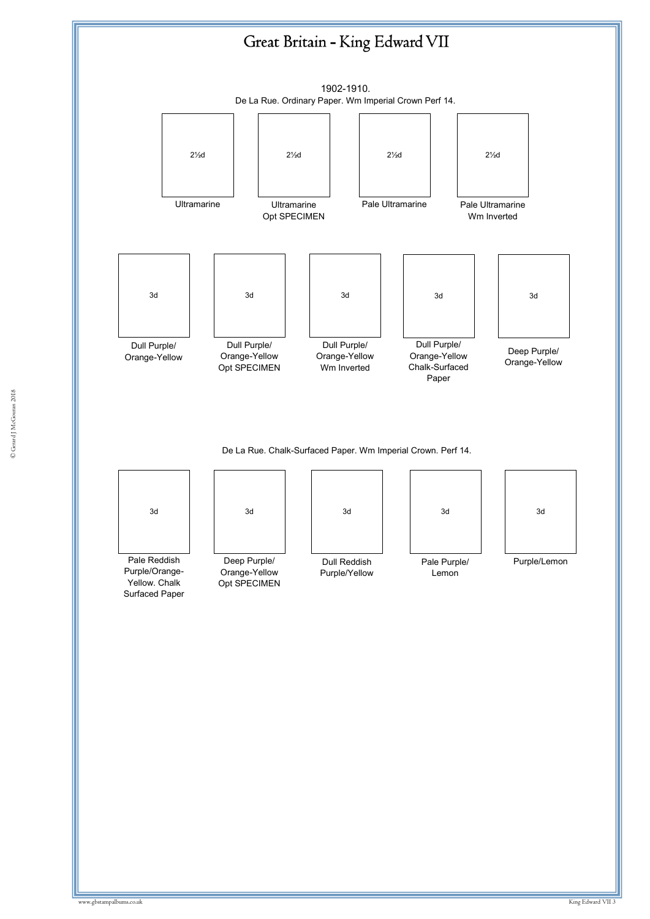# Great Britain - King Edward VII

1902-1910.
De La Rue. Ordinary Paper. Wm Imperial Crown Perf 14.

| 2½d | 2½d | 2½d | 2½d |
| --- | --- | --- | --- |
| Ultramarine | Ultramarine Opt SPECIMEN | Pale Ultramarine | Pale Ultramarine Wm Inverted |

| 3d | 3d | 3d | 3d | 3d |
| --- | --- | --- | --- | --- |
| Dull Purple/ Orange-Yellow | Dull Purple/ Orange-Yellow Opt SPECIMEN | Dull Purple/ Orange-Yellow Wm Inverted | Dull Purple/ Orange-Yellow Chalk-Surfaced Paper | Deep Purple/ Orange-Yellow |

De La Rue. Chalk-Surfaced Paper. Wm Imperial Crown. Perf 14.

| 3d | 3d | 3d | 3d | 3d |
| --- | --- | --- | --- | --- |
| Pale Reddish Purple/Orange-Yellow. Chalk Surfaced Paper | Deep Purple/ Orange-Yellow Opt SPECIMEN | Dull Reddish Purple/Yellow | Pale Purple/ Lemon | Purple/Lemon |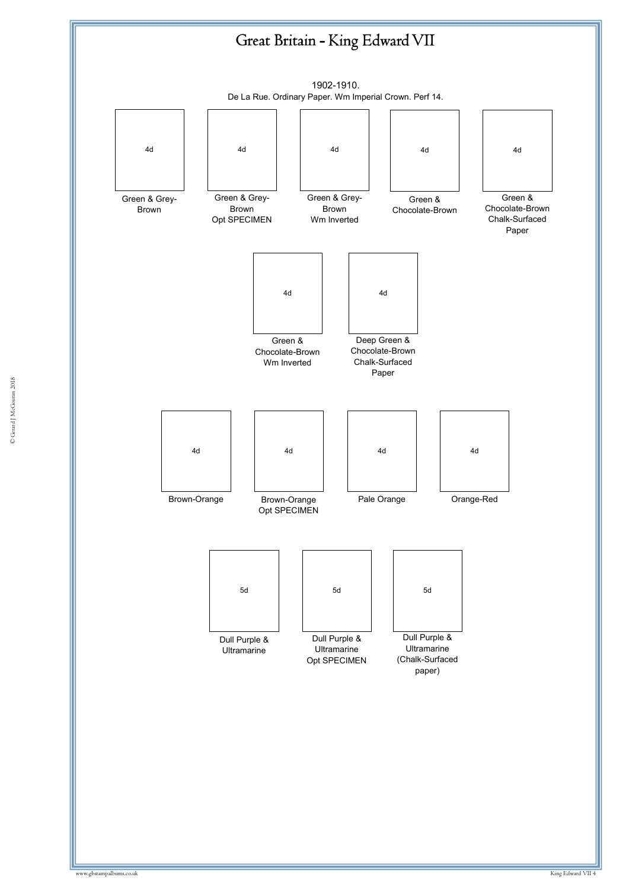# Great Britain - King Edward VII

1902-1910.
De La Rue. Ordinary Paper. Wm Imperial Crown. Perf 14.

| 4d | 4d | 4d | 4d | 4d |
|---|---|---|---|---|
| Green & Grey-Brown | Green & Grey-Brown Opt SPECIMEN | Green & Grey-Brown Wm Inverted | Green & Chocolate-Brown | Green & Chocolate-Brown Chalk-Surfaced Paper |

| 4d | 4d |
|---|---|
| Green & Chocolate-Brown Wm Inverted | Deep Green & Chocolate-Brown Chalk-Surfaced Paper |

| 4d | 4d | 4d | 4d |
|---|---|---|---|
| Brown-Orange | Brown-Orange Opt SPECIMEN | Pale Orange | Orange-Red |

| 5d | 5d | 5d |
|---|---|---|
| Dull Purple & Ultramarine | Dull Purple & Ultramarine Opt SPECIMEN | Dull Purple & Ultramarine (Chalk-Surfaced paper) |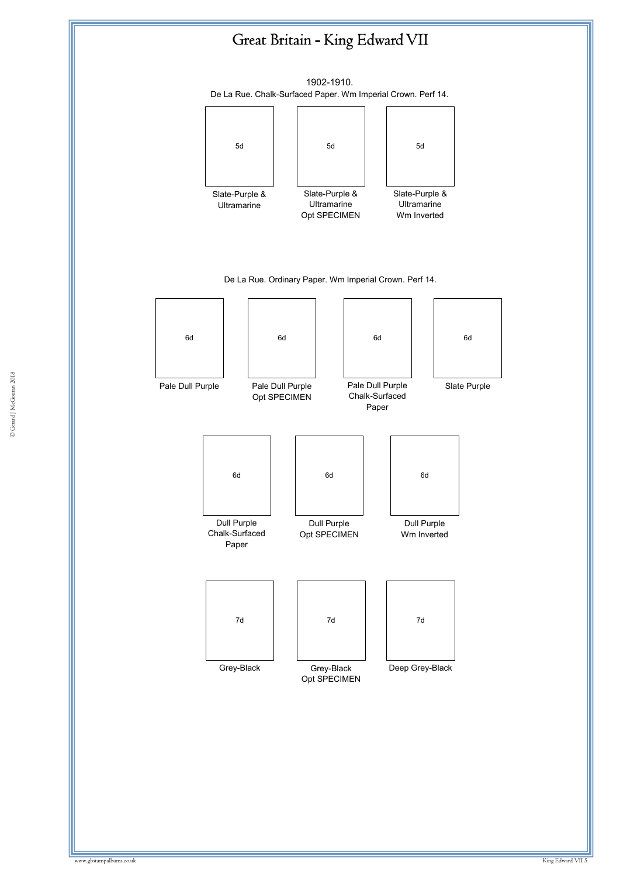# Great Britain - King Edward VII

1902-1910.

De La Rue. Chalk-Surfaced Paper. Wm Imperial Crown. Perf 14.

| 5d | 5d | 5d |
| --- | --- | --- |
| Slate-Purple & Ultramarine | Slate-Purple & Ultramarine Opt SPECIMEN | Slate-Purple & Ultramarine Wm Inverted |

De La Rue. Ordinary Paper. Wm Imperial Crown. Perf 14.

| 6d | 6d | 6d | 6d |
| --- | --- | --- | --- |
| Pale Dull Purple | Pale Dull Purple Opt SPECIMEN | Pale Dull Purple Chalk-Surfaced Paper | Slate Purple |

| 6d | 6d | 6d |
| --- | --- | --- |
| Dull Purple Chalk-Surfaced Paper | Dull Purple Opt SPECIMEN | Dull Purple Wm Inverted |

| 7d | 7d | 7d |
| --- | --- | --- |
| Grey-Black | Grey-Black Opt SPECIMEN | Deep Grey-Black |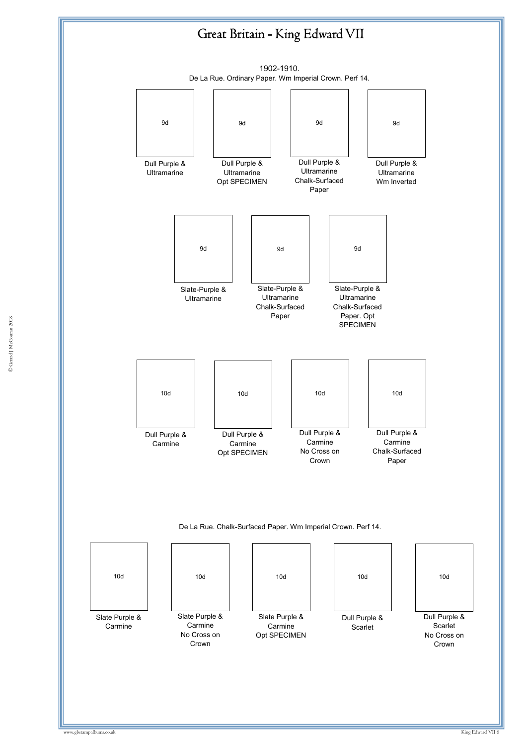# Great Britain - King Edward VII

1902-1910.
De La Rue. Ordinary Paper. Wm Imperial Crown. Perf 14.

| 9d | 9d | 9d | 9d |
|---|---|---|---|
| Dull Purple & Ultramarine | Dull Purple & Ultramarine Opt SPECIMEN | Dull Purple & Ultramarine Chalk-Surfaced Paper | Dull Purple & Ultramarine Wm Inverted |

| 9d | 9d | 9d |
|---|---|---|
| Slate-Purple & Ultramarine | Slate-Purple & Ultramarine Chalk-Surfaced Paper | Slate-Purple & Ultramarine Chalk-Surfaced Paper. Opt SPECIMEN |

| 10d | 10d | 10d | 10d |
|---|---|---|---|
| Dull Purple & Carmine | Dull Purple & Carmine Opt SPECIMEN | Dull Purple & Carmine No Cross on Crown | Dull Purple & Carmine Chalk-Surfaced Paper |

De La Rue. Chalk-Surfaced Paper. Wm Imperial Crown. Perf 14.

| 10d | 10d | 10d | 10d | 10d |
|---|---|---|---|---|
| Slate Purple & Carmine | Slate Purple & Carmine No Cross on Crown | Slate Purple & Carmine Opt SPECIMEN | Dull Purple & Scarlet | Dull Purple & Scarlet No Cross on Crown |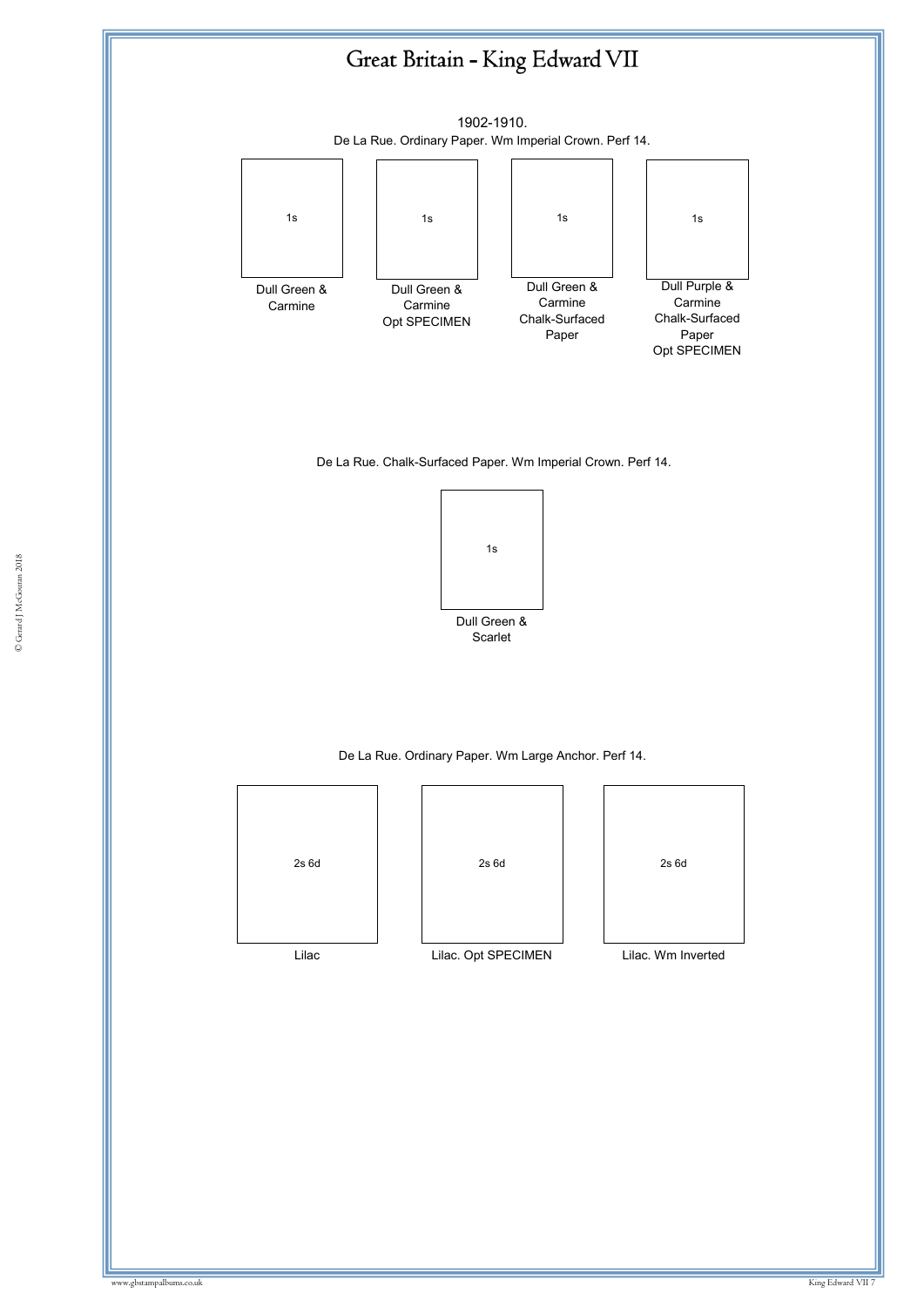# Great Britain - King Edward VII

1902-1910.

De La Rue. Ordinary Paper. Wm Imperial Crown. Perf 14.

| 1s | 1s | 1s | 1s |
|---|---|---|---|
| Dull Green & Carmine | Dull Green & Carmine Opt SPECIMEN | Dull Green & Carmine Chalk-Surfaced Paper | Dull Purple & Carmine Chalk-Surfaced Paper Opt SPECIMEN |

De La Rue. Chalk-Surfaced Paper. Wm Imperial Crown. Perf 14.

| 1s |
|---|
| Dull Green & Scarlet |

De La Rue. Ordinary Paper. Wm Large Anchor. Perf 14.

| 2s 6d | 2s 6d | 2s 6d |
|---|---|---|
| Lilac | Lilac. Opt SPECIMEN | Lilac. Wm Inverted |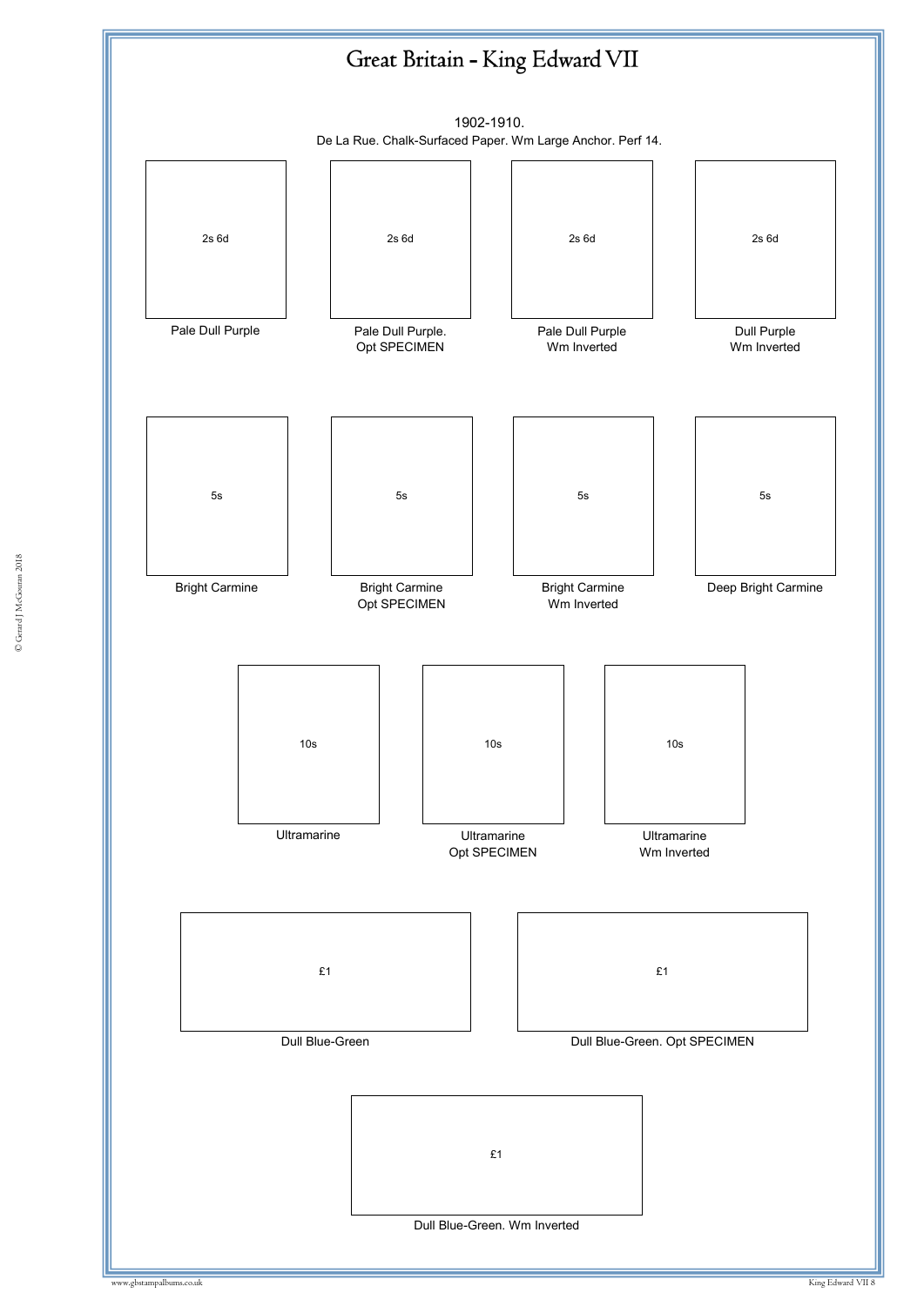# Great Britain - King Edward VII

1902-1910.
De La Rue. Chalk-Surfaced Paper. Wm Large Anchor. Perf 14.

2s 6d
Pale Dull Purple

2s 6d
Pale Dull Purple.
Opt SPECIMEN

2s 6d
Pale Dull Purple
Wm Inverted

2s 6d
Dull Purple
Wm Inverted

5s
Bright Carmine

5s
Bright Carmine
Opt SPECIMEN

5s
Bright Carmine
Wm Inverted

5s
Deep Bright Carmine

10s
Ultramarine

10s
Ultramarine
Opt SPECIMEN

10s
Ultramarine
Wm Inverted

£1
Dull Blue-Green

£1
Dull Blue-Green. Opt SPECIMEN

£1
Dull Blue-Green. Wm Inverted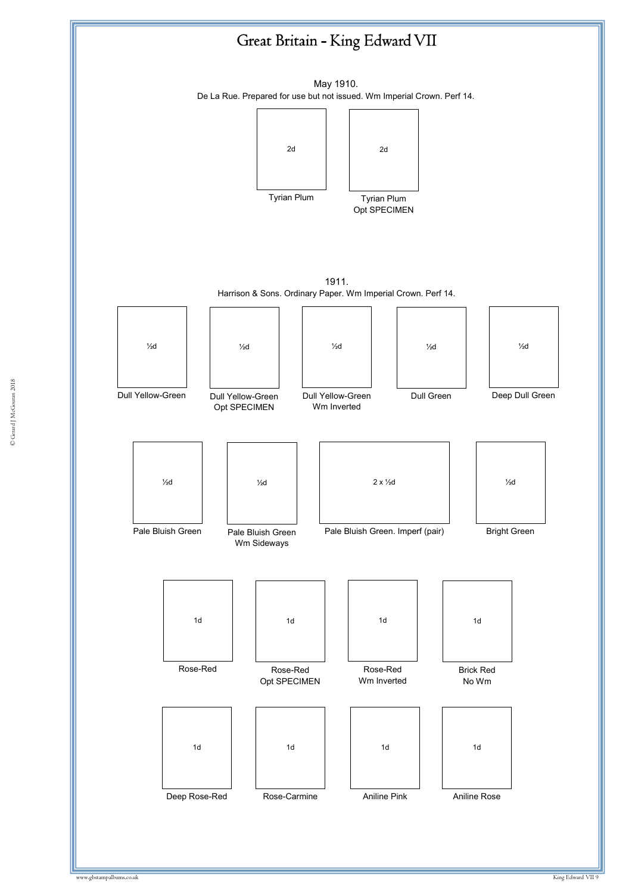# Great Britain - King Edward VII

May 1910.
De La Rue. Prepared for use but not issued. Wm Imperial Crown. Perf 14.

| 2d | 2d |
|---|---|
| Tyrian Plum | Tyrian Plum Opt SPECIMEN |

1911.
Harrison & Sons. Ordinary Paper. Wm Imperial Crown. Perf 14.

| ½d | ½d | ½d | ½d | ½d |
|---|---|---|---|---|
| Dull Yellow-Green | Dull Yellow-Green Opt SPECIMEN | Dull Yellow-Green Wm Inverted | Dull Green | Deep Dull Green |

| ½d | ½d | 2 x ½d | ½d |
|---|---|---|---|
| Pale Bluish Green | Pale Bluish Green Wm Sideways | Pale Bluish Green. Imperf (pair) | Bright Green |

| 1d | 1d | 1d | 1d |
|---|---|---|---|
| Rose-Red | Rose-Red Opt SPECIMEN | Rose-Red Wm Inverted | Brick Red No Wm |

| 1d | 1d | 1d | 1d |
|---|---|---|---|
| Deep Rose-Red | Rose-Carmine | Aniline Pink | Aniline Rose |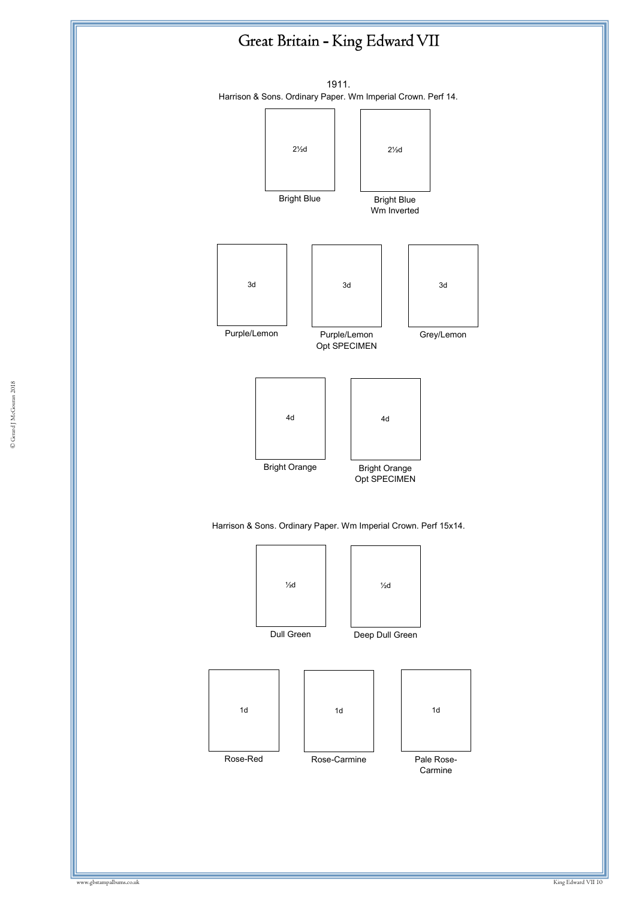# Great Britain - King Edward VII

1911.

Harrison & Sons. Ordinary Paper. Wm Imperial Crown. Perf 14.

2½d
Bright Blue

2½d
Bright Blue
Wm Inverted

3d
Purple/Lemon

3d
Purple/Lemon
Opt SPECIMEN

3d
Grey/Lemon

4d
Bright Orange

4d
Bright Orange
Opt SPECIMEN

Harrison & Sons. Ordinary Paper. Wm Imperial Crown. Perf 15x14.

½d
Dull Green

½d
Deep Dull Green

1d
Rose-Red

1d
Rose-Carmine

1d
Pale Rose-Carmine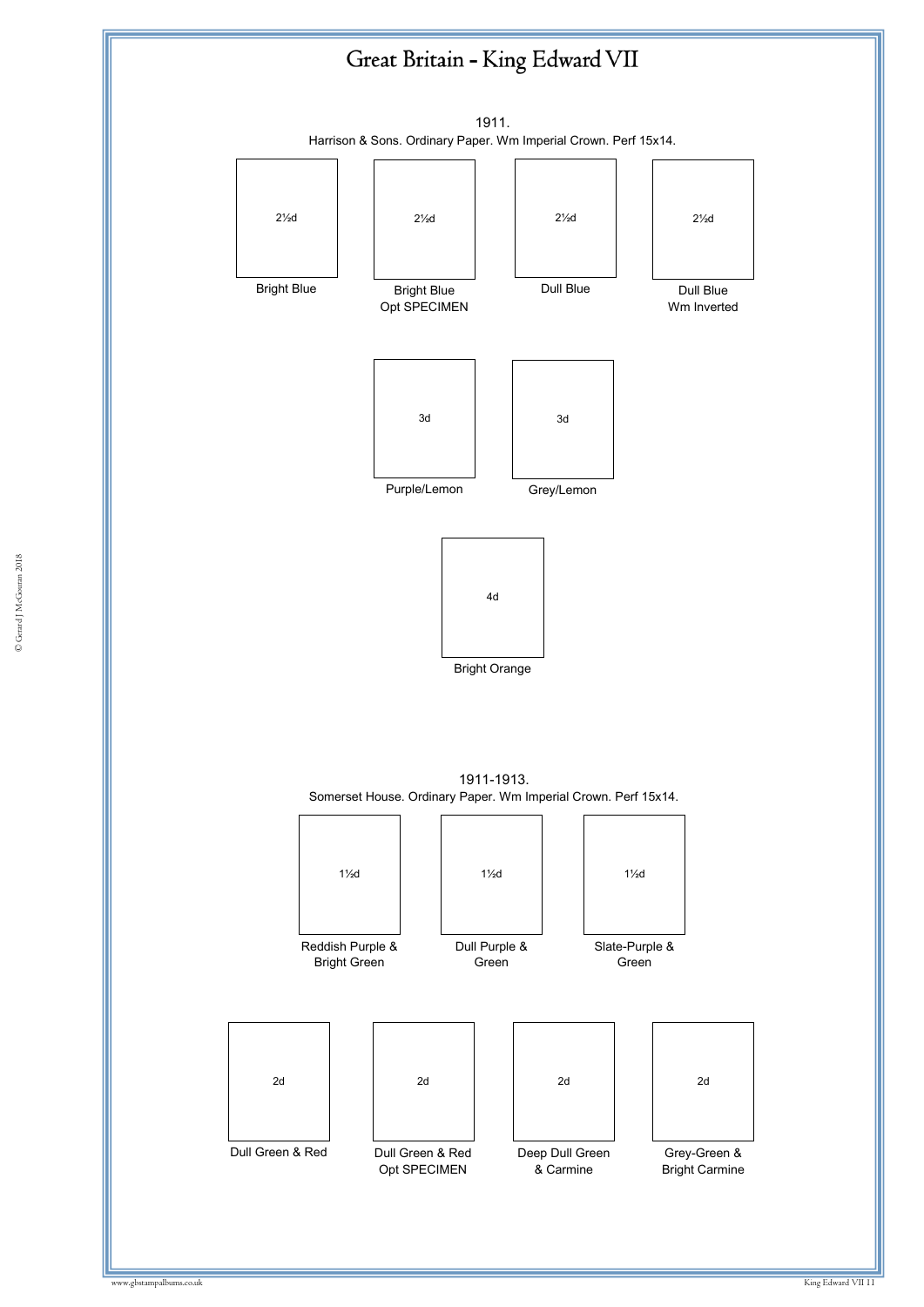# Great Britain - King Edward VII

## 1911.

Harrison & Sons. Ordinary Paper. Wm Imperial Crown. Perf 15x14.

| 2½d | 2½d | 2½d | 2½d |
|---|---|---|---|
| Bright Blue | Bright Blue Opt SPECIMEN | Dull Blue | Dull Blue Wm Inverted |

| 3d | 3d |
|---|---|
| Purple/Lemon | Grey/Lemon |

| 4d |
|---|
| Bright Orange |

## 1911-1913.

Somerset House. Ordinary Paper. Wm Imperial Crown. Perf 15x14.

| 1½d | 1½d | 1½d |
|---|---|---|
| Reddish Purple & Bright Green | Dull Purple & Green | Slate-Purple & Green |

| 2d | 2d | 2d | 2d |
|---|---|---|---|
| Dull Green & Red | Dull Green & Red Opt SPECIMEN | Deep Dull Green & Carmine | Grey-Green & Bright Carmine |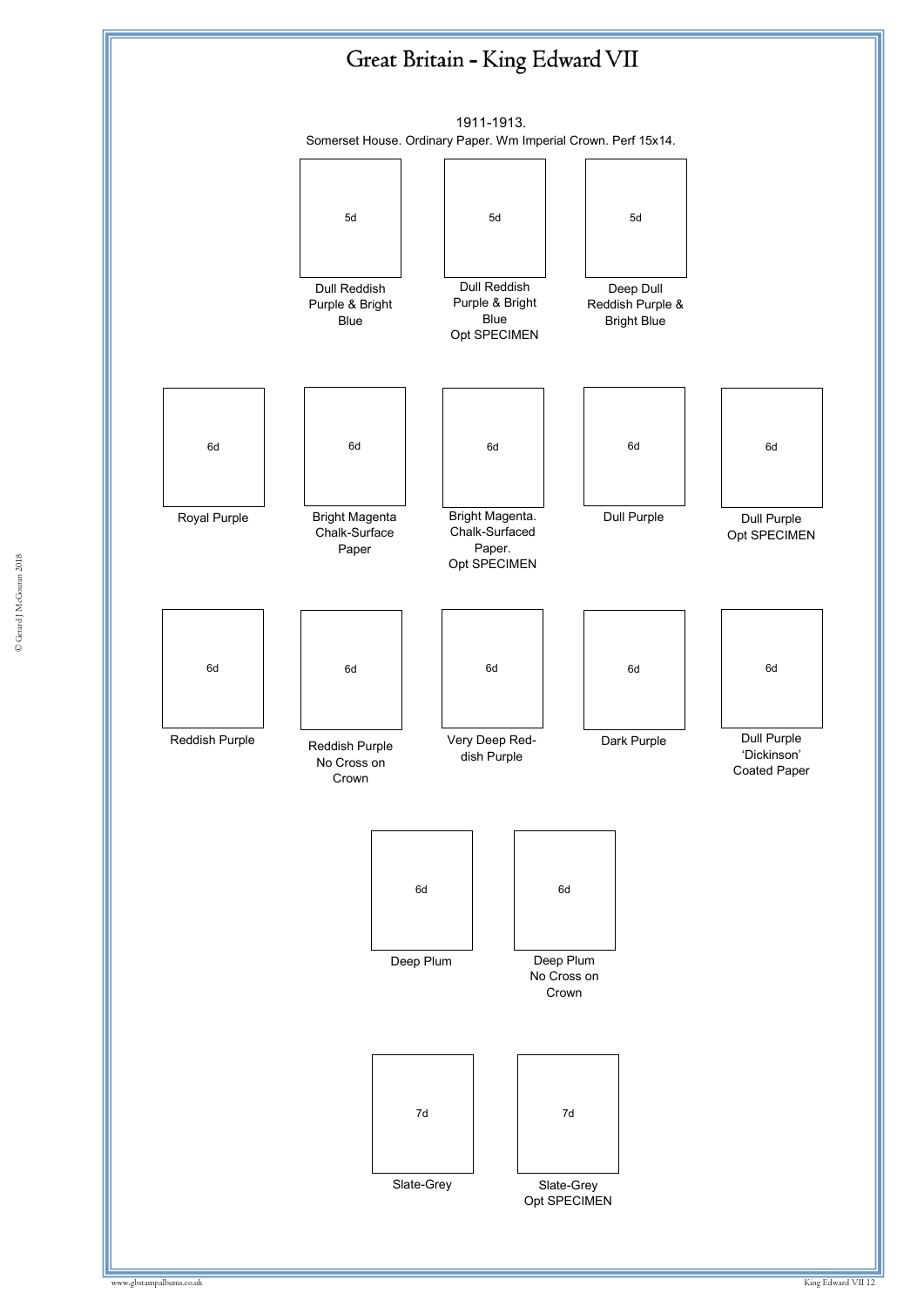# Great Britain - King Edward VII

1911-1913.

Somerset House. Ordinary Paper. Wm Imperial Crown. Perf 15x14.

| 5d | 5d | 5d |
|---|---|---|
| Dull Reddish Purple & Bright Blue | Dull Reddish Purple & Bright Blue Opt SPECIMEN | Deep Dull Reddish Purple & Bright Blue |

| 6d | 6d | 6d | 6d | 6d |
|---|---|---|---|---|
| Royal Purple | Bright Magenta Chalk-Surface Paper | Bright Magenta. Chalk-Surfaced Paper. Opt SPECIMEN | Dull Purple | Dull Purple Opt SPECIMEN |
| Reddish Purple | Reddish Purple No Cross on Crown | Very Deep Red-dish Purple | Dark Purple | Dull Purple 'Dickinson' Coated Paper |

| 6d | 6d |
|---|---|
| Deep Plum | Deep Plum No Cross on Crown |

| 7d | 7d |
|---|---|
| Slate-Grey | Slate-Grey Opt SPECIMEN |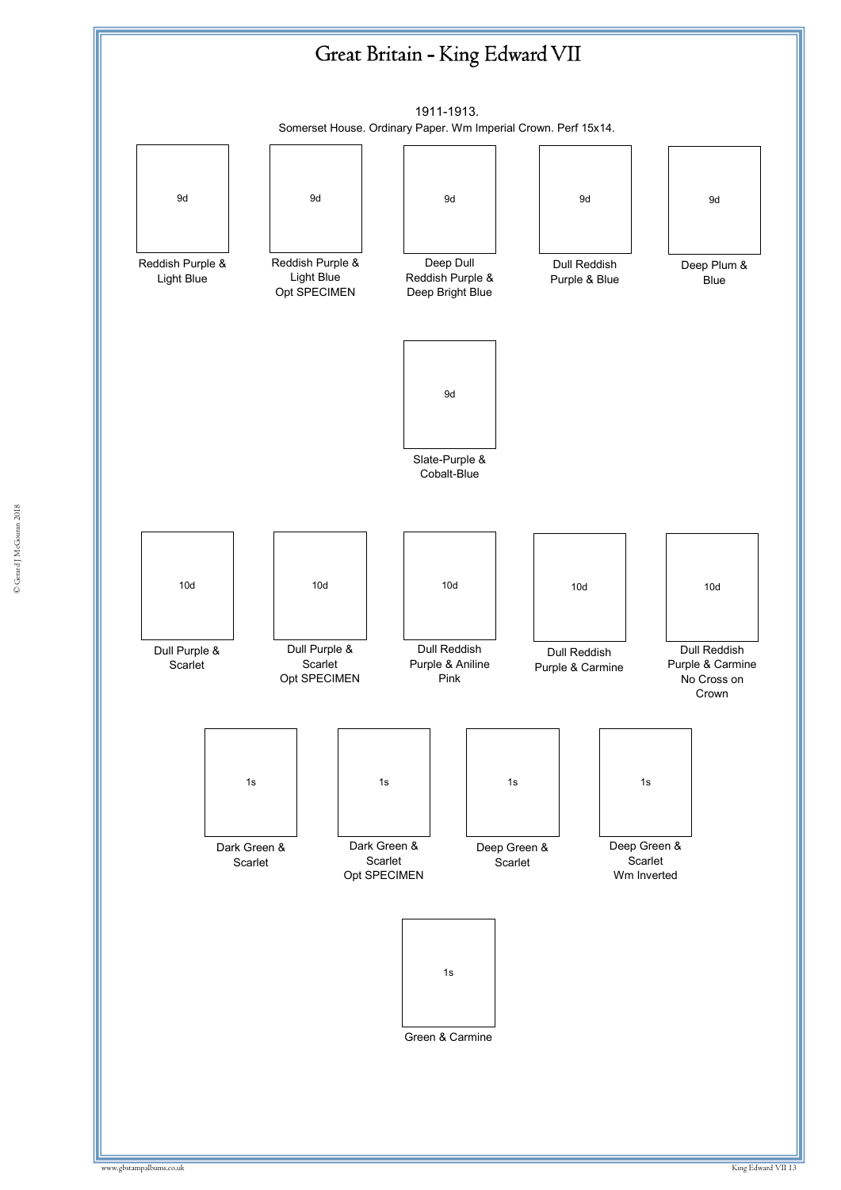# Great Britain - King Edward VII

1911-1913.

Somerset House. Ordinary Paper. Wm Imperial Crown. Perf 15x14.

9d

Reddish Purple & Light Blue

9d

Reddish Purple & Light Blue
Opt SPECIMEN

9d

Deep Dull Reddish Purple & Deep Bright Blue

9d

Dull Reddish Purple & Blue

9d

Deep Plum & Blue

9d

Slate-Purple & Cobalt-Blue

10d

Dull Purple & Scarlet

10d

Dull Purple & Scarlet
Opt SPECIMEN

10d

Dull Reddish Purple & Aniline Pink

10d

Dull Reddish Purple & Carmine

10d

Dull Reddish Purple & Carmine
No Cross on Crown

1s

Dark Green & Scarlet

1s

Dark Green & Scarlet
Opt SPECIMEN

1s

Deep Green & Scarlet

1s

Deep Green & Scarlet
Wm Inverted

1s

Green & Carmine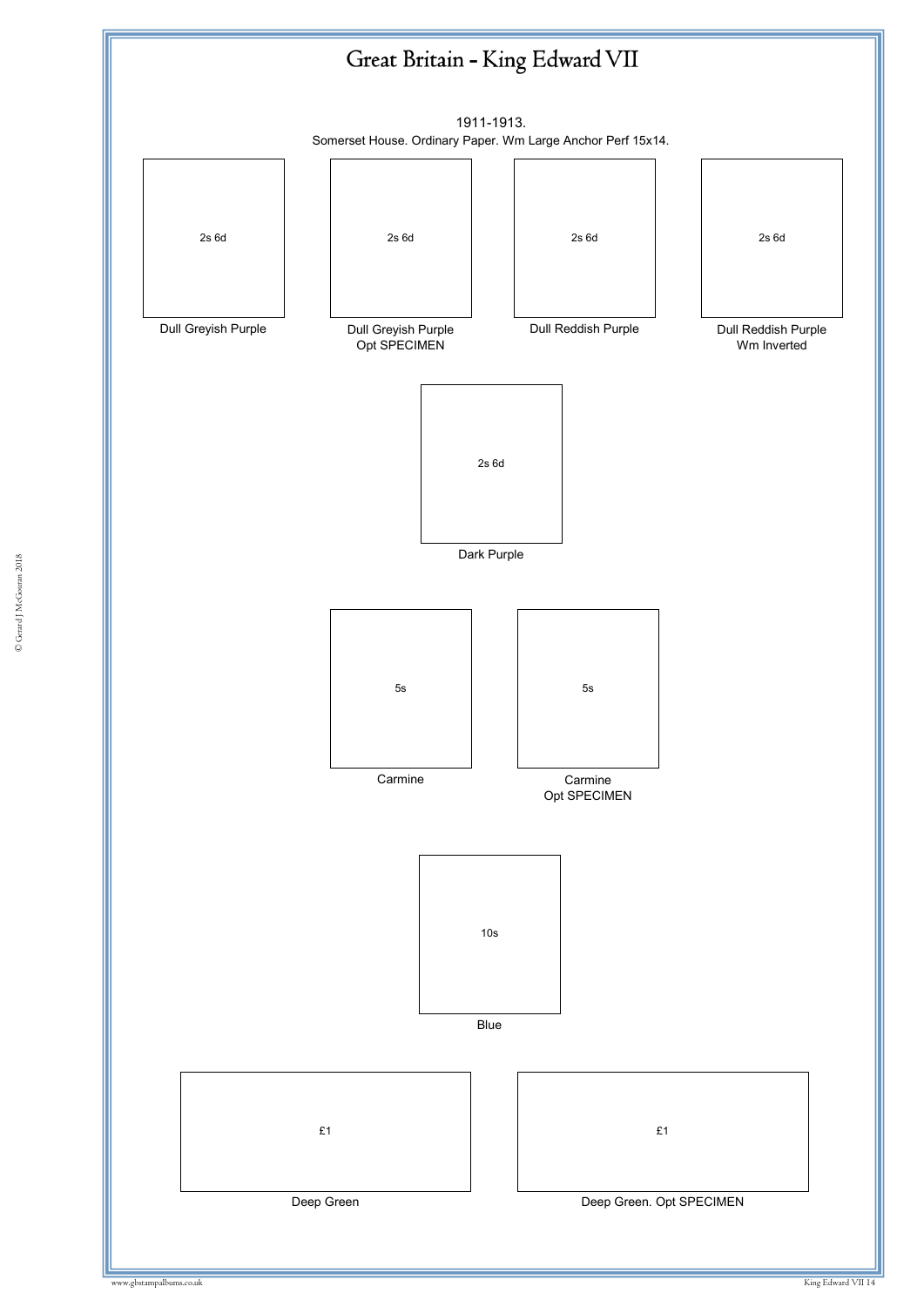# Great Britain - King Edward VII

1911-1913.

Somerset House. Ordinary Paper. Wm Large Anchor Perf 15x14.

2s 6d

Dull Greyish Purple

2s 6d

Dull Greyish Purple
Opt SPECIMEN

2s 6d

Dull Reddish Purple

2s 6d

Dull Reddish Purple
Wm Inverted

2s 6d

Dark Purple

5s

Carmine

5s

Carmine
Opt SPECIMEN

10s

Blue

£1

Deep Green

£1

Deep Green. Opt SPECIMEN